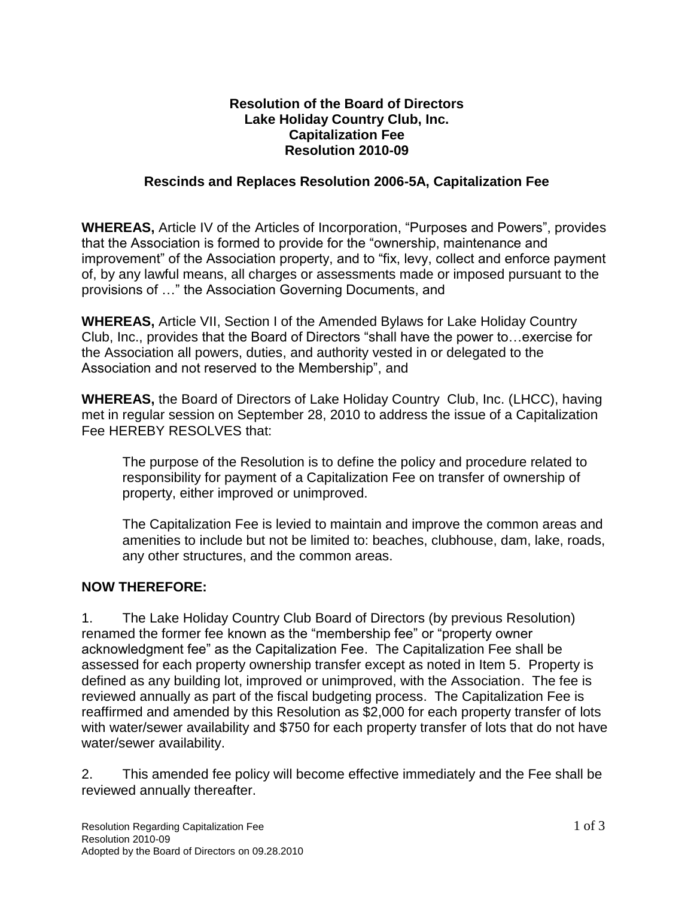**Resolution of the Board of Directors**
**Lake Holiday Country Club, Inc.**
**Capitalization Fee**
**Resolution 2010-09**

**Rescinds and Replaces Resolution 2006-5A, Capitalization Fee**

**WHEREAS,** Article IV of the Articles of Incorporation, “Purposes and Powers”, provides that the Association is formed to provide for the “ownership, maintenance and improvement” of the Association property, and to “fix, levy, collect and enforce payment of, by any lawful means, all charges or assessments made or imposed pursuant to the provisions of …” the Association Governing Documents, and

**WHEREAS,** Article VII, Section I of the Amended Bylaws for Lake Holiday Country Club, Inc., provides that the Board of Directors “shall have the power to…exercise for the Association all powers, duties, and authority vested in or delegated to the Association and not reserved to the Membership”, and

**WHEREAS,** the Board of Directors of Lake Holiday Country Club, Inc. (LHCC), having met in regular session on September 28, 2010 to address the issue of a Capitalization Fee HEREBY RESOLVES that:

> The purpose of the Resolution is to define the policy and procedure related to responsibility for payment of a Capitalization Fee on transfer of ownership of property, either improved or unimproved.
>
> The Capitalization Fee is levied to maintain and improve the common areas and amenities to include but not be limited to: beaches, clubhouse, dam, lake, roads, any other structures, and the common areas.

**NOW THEREFORE:**

1. The Lake Holiday Country Club Board of Directors (by previous Resolution) renamed the former fee known as the “membership fee” or “property owner acknowledgment fee” as the Capitalization Fee. The Capitalization Fee shall be assessed for each property ownership transfer except as noted in Item 5. Property is defined as any building lot, improved or unimproved, with the Association. The fee is reviewed annually as part of the fiscal budgeting process. The Capitalization Fee is reaffirmed and amended by this Resolution as $2,000 for each property transfer of lots with water/sewer availability and $750 for each property transfer of lots that do not have water/sewer availability.

2. This amended fee policy will become effective immediately and the Fee shall be reviewed annually thereafter.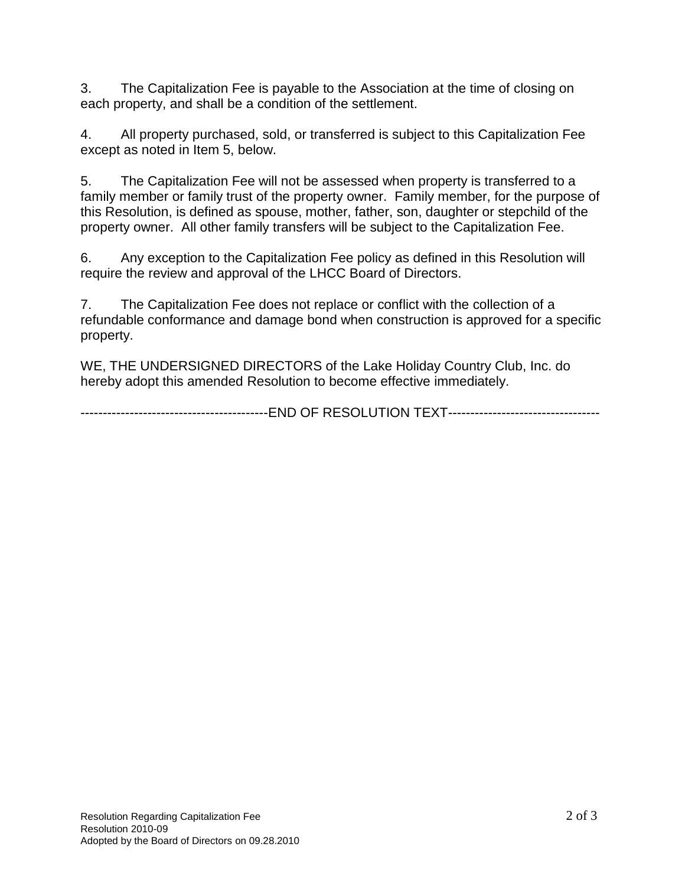3. The Capitalization Fee is payable to the Association at the time of closing on each property, and shall be a condition of the settlement.

4. All property purchased, sold, or transferred is subject to this Capitalization Fee except as noted in Item 5, below.

5. The Capitalization Fee will not be assessed when property is transferred to a family member or family trust of the property owner. Family member, for the purpose of this Resolution, is defined as spouse, mother, father, son, daughter or stepchild of the property owner. All other family transfers will be subject to the Capitalization Fee.

6. Any exception to the Capitalization Fee policy as defined in this Resolution will require the review and approval of the LHCC Board of Directors.

7. The Capitalization Fee does not replace or conflict with the collection of a refundable conformance and damage bond when construction is approved for a specific property.

WE, THE UNDERSIGNED DIRECTORS of the Lake Holiday Country Club, Inc. do hereby adopt this amended Resolution to become effective immediately.

------------------------------------------END OF RESOLUTION TEXT----------------------------------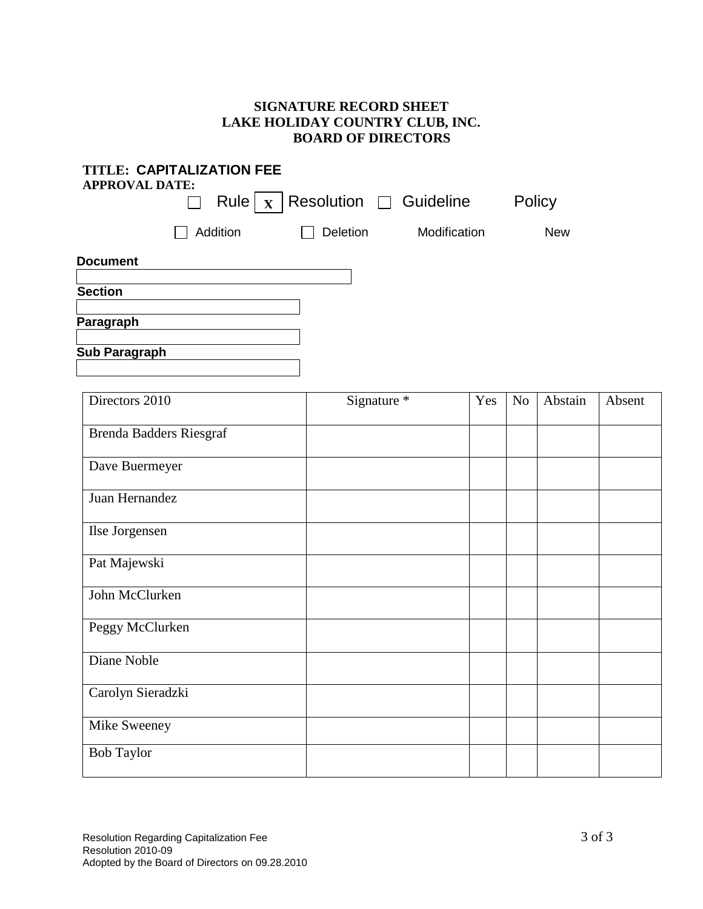**SIGNATURE RECORD SHEET**
**LAKE HOLIDAY COUNTRY CLUB, INC.**
**BOARD OF DIRECTORS**

**TITLE: CAPITALIZATION FEE**
**APPROVAL DATE:**

☐ Rule ☒ Resolution ☐ Guideline Policy

☐ Addition ☐ Deletion Modification New

**Document**

**Section**

**Paragraph**

**Sub Paragraph**

| Directors 2010 | Signature * | Yes | No | Abstain | Absent |
|---|---|---|---|---|---|
| Brenda Badders Riesgraf | | | | | |
| Dave Buermeyer | | | | | |
| Juan Hernandez | | | | | |
| Ilse Jorgensen | | | | | |
| Pat Majewski | | | | | |
| John McClurken | | | | | |
| Peggy McClurken | | | | | |
| Diane Noble | | | | | |
| Carolyn Sieradzki | | | | | |
| Mike Sweeney | | | | | |
| Bob Taylor | | | | | |

Resolution Regarding Capitalization Fee
Resolution 2010-09
Adopted by the Board of Directors on 09.28.2010